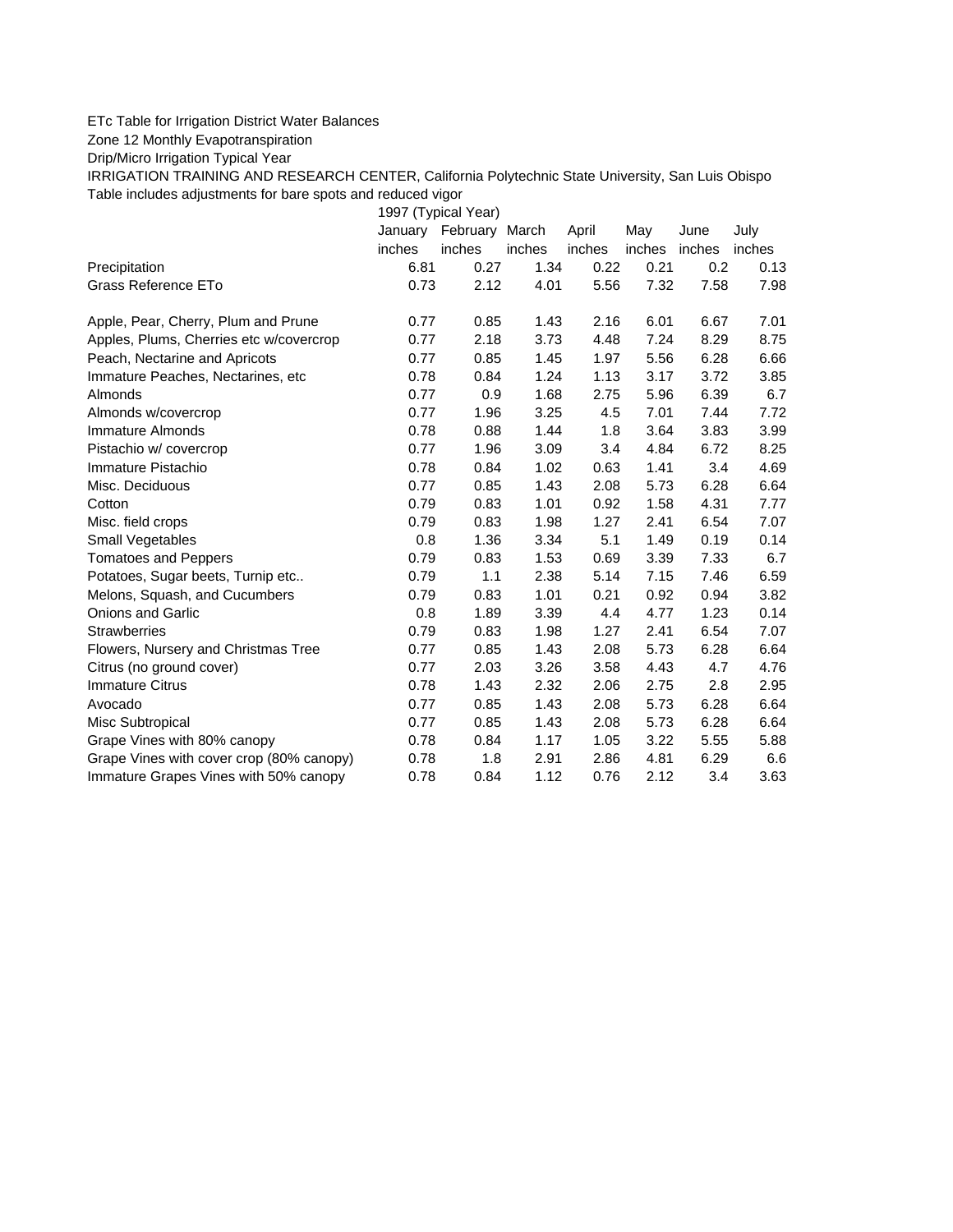ETc Table for Irrigation District Water Balances

Zone 12 Monthly Evapotranspiration

Drip/Micro Irrigation Typical Year

IRRIGATION TRAINING AND RESEARCH CENTER, California Polytechnic State University, San Luis Obispo

Table includes adjustments for bare spots and reduced vigor

| | 1997 (Typical Year) | | | | | | |
|---|---|---|---|---|---|---|---|
| | January | February | March | April | May | June | July |
| | inches | inches | inches | inches | inches | inches | inches |
| Precipitation | 6.81 | 0.27 | 1.34 | 0.22 | 0.21 | 0.2 | 0.13 |
| Grass Reference ETo | 0.73 | 2.12 | 4.01 | 5.56 | 7.32 | 7.58 | 7.98 |
| | | | | | | | |
| Apple, Pear, Cherry, Plum and Prune | 0.77 | 0.85 | 1.43 | 2.16 | 6.01 | 6.67 | 7.01 |
| Apples, Plums, Cherries etc w/covercrop | 0.77 | 2.18 | 3.73 | 4.48 | 7.24 | 8.29 | 8.75 |
| Peach, Nectarine and Apricots | 0.77 | 0.85 | 1.45 | 1.97 | 5.56 | 6.28 | 6.66 |
| Immature Peaches, Nectarines, etc | 0.78 | 0.84 | 1.24 | 1.13 | 3.17 | 3.72 | 3.85 |
| Almonds | 0.77 | 0.9 | 1.68 | 2.75 | 5.96 | 6.39 | 6.7 |
| Almonds w/covercrop | 0.77 | 1.96 | 3.25 | 4.5 | 7.01 | 7.44 | 7.72 |
| Immature Almonds | 0.78 | 0.88 | 1.44 | 1.8 | 3.64 | 3.83 | 3.99 |
| Pistachio w/ covercrop | 0.77 | 1.96 | 3.09 | 3.4 | 4.84 | 6.72 | 8.25 |
| Immature Pistachio | 0.78 | 0.84 | 1.02 | 0.63 | 1.41 | 3.4 | 4.69 |
| Misc. Deciduous | 0.77 | 0.85 | 1.43 | 2.08 | 5.73 | 6.28 | 6.64 |
| Cotton | 0.79 | 0.83 | 1.01 | 0.92 | 1.58 | 4.31 | 7.77 |
| Misc. field crops | 0.79 | 0.83 | 1.98 | 1.27 | 2.41 | 6.54 | 7.07 |
| Small Vegetables | 0.8 | 1.36 | 3.34 | 5.1 | 1.49 | 0.19 | 0.14 |
| Tomatoes and Peppers | 0.79 | 0.83 | 1.53 | 0.69 | 3.39 | 7.33 | 6.7 |
| Potatoes, Sugar beets, Turnip etc.. | 0.79 | 1.1 | 2.38 | 5.14 | 7.15 | 7.46 | 6.59 |
| Melons, Squash, and Cucumbers | 0.79 | 0.83 | 1.01 | 0.21 | 0.92 | 0.94 | 3.82 |
| Onions and Garlic | 0.8 | 1.89 | 3.39 | 4.4 | 4.77 | 1.23 | 0.14 |
| Strawberries | 0.79 | 0.83 | 1.98 | 1.27 | 2.41 | 6.54 | 7.07 |
| Flowers, Nursery and Christmas Tree | 0.77 | 0.85 | 1.43 | 2.08 | 5.73 | 6.28 | 6.64 |
| Citrus (no ground cover) | 0.77 | 2.03 | 3.26 | 3.58 | 4.43 | 4.7 | 4.76 |
| Immature Citrus | 0.78 | 1.43 | 2.32 | 2.06 | 2.75 | 2.8 | 2.95 |
| Avocado | 0.77 | 0.85 | 1.43 | 2.08 | 5.73 | 6.28 | 6.64 |
| Misc Subtropical | 0.77 | 0.85 | 1.43 | 2.08 | 5.73 | 6.28 | 6.64 |
| Grape Vines with 80% canopy | 0.78 | 0.84 | 1.17 | 1.05 | 3.22 | 5.55 | 5.88 |
| Grape Vines with cover crop (80% canopy) | 0.78 | 1.8 | 2.91 | 2.86 | 4.81 | 6.29 | 6.6 |
| Immature Grapes Vines with 50% canopy | 0.78 | 0.84 | 1.12 | 0.76 | 2.12 | 3.4 | 3.63 |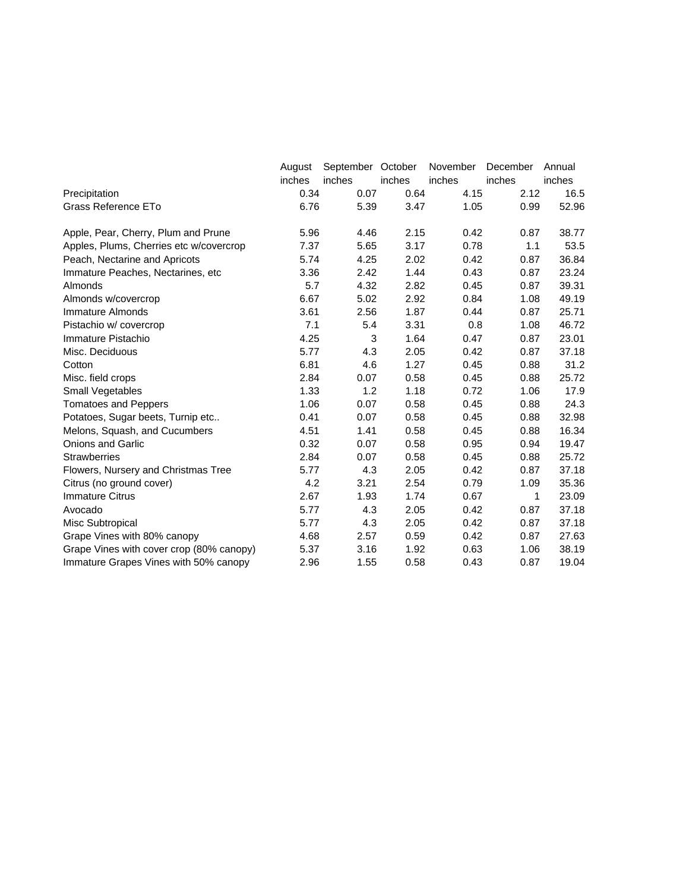| | August inches | September inches | October inches | November inches | December inches | Annual inches |
|---|---|---|---|---|---|---|
| Precipitation | 0.34 | 0.07 | 0.64 | 4.15 | 2.12 | 16.5 |
| Grass Reference ETo | 6.76 | 5.39 | 3.47 | 1.05 | 0.99 | 52.96 |
| | | | | | | |
| Apple, Pear, Cherry, Plum and Prune | 5.96 | 4.46 | 2.15 | 0.42 | 0.87 | 38.77 |
| Apples, Plums, Cherries etc w/covercrop | 7.37 | 5.65 | 3.17 | 0.78 | 1.1 | 53.5 |
| Peach, Nectarine and Apricots | 5.74 | 4.25 | 2.02 | 0.42 | 0.87 | 36.84 |
| Immature Peaches, Nectarines, etc | 3.36 | 2.42 | 1.44 | 0.43 | 0.87 | 23.24 |
| Almonds | 5.7 | 4.32 | 2.82 | 0.45 | 0.87 | 39.31 |
| Almonds w/covercrop | 6.67 | 5.02 | 2.92 | 0.84 | 1.08 | 49.19 |
| Immature Almonds | 3.61 | 2.56 | 1.87 | 0.44 | 0.87 | 25.71 |
| Pistachio w/ covercrop | 7.1 | 5.4 | 3.31 | 0.8 | 1.08 | 46.72 |
| Immature Pistachio | 4.25 | 3 | 1.64 | 0.47 | 0.87 | 23.01 |
| Misc. Deciduous | 5.77 | 4.3 | 2.05 | 0.42 | 0.87 | 37.18 |
| Cotton | 6.81 | 4.6 | 1.27 | 0.45 | 0.88 | 31.2 |
| Misc. field crops | 2.84 | 0.07 | 0.58 | 0.45 | 0.88 | 25.72 |
| Small Vegetables | 1.33 | 1.2 | 1.18 | 0.72 | 1.06 | 17.9 |
| Tomatoes and Peppers | 1.06 | 0.07 | 0.58 | 0.45 | 0.88 | 24.3 |
| Potatoes, Sugar beets, Turnip etc.. | 0.41 | 0.07 | 0.58 | 0.45 | 0.88 | 32.98 |
| Melons, Squash, and Cucumbers | 4.51 | 1.41 | 0.58 | 0.45 | 0.88 | 16.34 |
| Onions and Garlic | 0.32 | 0.07 | 0.58 | 0.95 | 0.94 | 19.47 |
| Strawberries | 2.84 | 0.07 | 0.58 | 0.45 | 0.88 | 25.72 |
| Flowers, Nursery and Christmas Tree | 5.77 | 4.3 | 2.05 | 0.42 | 0.87 | 37.18 |
| Citrus (no ground cover) | 4.2 | 3.21 | 2.54 | 0.79 | 1.09 | 35.36 |
| Immature Citrus | 2.67 | 1.93 | 1.74 | 0.67 | 1 | 23.09 |
| Avocado | 5.77 | 4.3 | 2.05 | 0.42 | 0.87 | 37.18 |
| Misc Subtropical | 5.77 | 4.3 | 2.05 | 0.42 | 0.87 | 37.18 |
| Grape Vines with 80% canopy | 4.68 | 2.57 | 0.59 | 0.42 | 0.87 | 27.63 |
| Grape Vines with cover crop (80% canopy) | 5.37 | 3.16 | 1.92 | 0.63 | 1.06 | 38.19 |
| Immature Grapes Vines with 50% canopy | 2.96 | 1.55 | 0.58 | 0.43 | 0.87 | 19.04 |